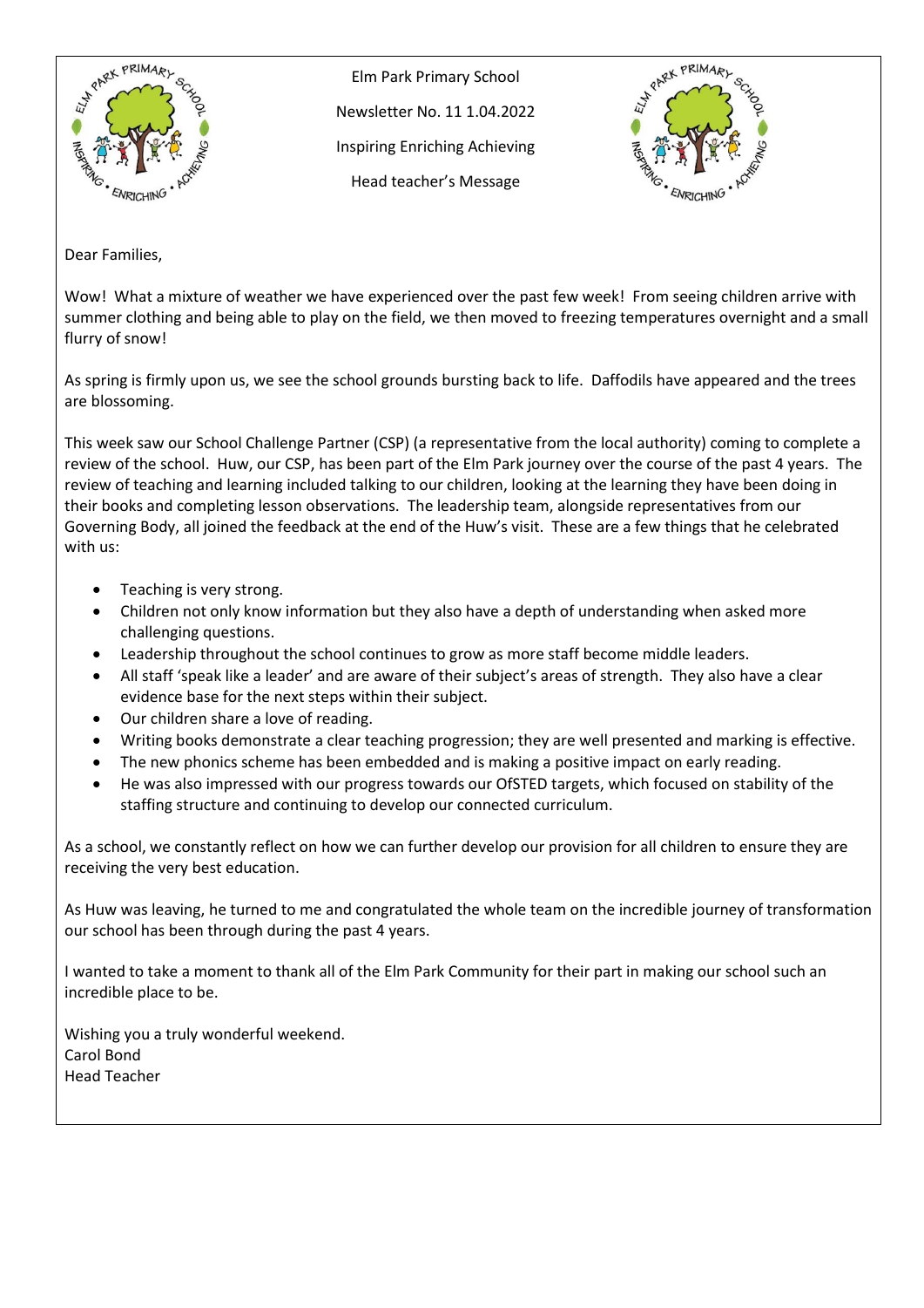Elm Park Primary School

Newsletter No. 11 1.04.2022

Inspiring Enriching Achieving

Head teacher's Message

Dear Families,

Wow! What a mixture of weather we have experienced over the past few week! From seeing children arrive with summer clothing and being able to play on the field, we then moved to freezing temperatures overnight and a small flurry of snow!

As spring is firmly upon us, we see the school grounds bursting back to life. Daffodils have appeared and the trees are blossoming.

This week saw our School Challenge Partner (CSP) (a representative from the local authority) coming to complete a review of the school. Huw, our CSP, has been part of the Elm Park journey over the course of the past 4 years. The review of teaching and learning included talking to our children, looking at the learning they have been doing in their books and completing lesson observations. The leadership team, alongside representatives from our Governing Body, all joined the feedback at the end of the Huw's visit. These are a few things that he celebrated with us:

- Teaching is very strong.
- Children not only know information but they also have a depth of understanding when asked more challenging questions.
- Leadership throughout the school continues to grow as more staff become middle leaders.
- All staff 'speak like a leader' and are aware of their subject's areas of strength. They also have a clear evidence base for the next steps within their subject.
- Our children share a love of reading.
- Writing books demonstrate a clear teaching progression; they are well presented and marking is effective.
- The new phonics scheme has been embedded and is making a positive impact on early reading.
- He was also impressed with our progress towards our OfSTED targets, which focused on stability of the staffing structure and continuing to develop our connected curriculum.

As a school, we constantly reflect on how we can further develop our provision for all children to ensure they are receiving the very best education.

As Huw was leaving, he turned to me and congratulated the whole team on the incredible journey of transformation our school has been through during the past 4 years.

I wanted to take a moment to thank all of the Elm Park Community for their part in making our school such an incredible place to be.

Wishing you a truly wonderful weekend.  
Carol Bond  
Head Teacher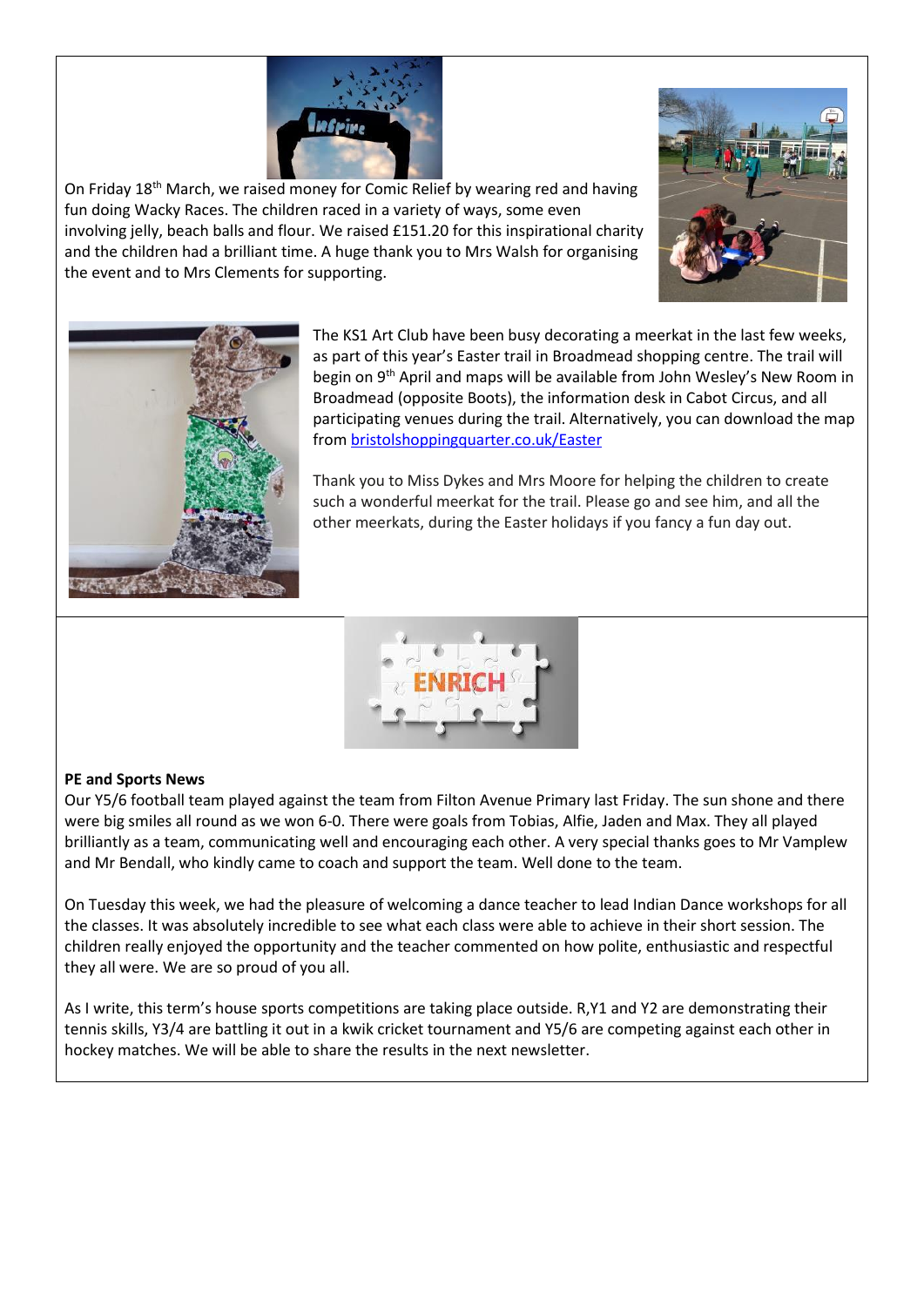On Friday 18th March, we raised money for Comic Relief by wearing red and having fun doing Wacky Races. The children raced in a variety of ways, some even involving jelly, beach balls and flour. We raised £151.20 for this inspirational charity and the children had a brilliant time. A huge thank you to Mrs Walsh for organising the event and to Mrs Clements for supporting.

The KS1 Art Club have been busy decorating a meerkat in the last few weeks, as part of this year's Easter trail in Broadmead shopping centre. The trail will begin on 9th April and maps will be available from John Wesley's New Room in Broadmead (opposite Boots), the information desk in Cabot Circus, and all participating venues during the trail. Alternatively, you can download the map from [bristolshoppingquarter.co.uk/Easter](bristolshoppingquarter.co.uk/Easter)

Thank you to Miss Dykes and Mrs Moore for helping the children to create such a wonderful meerkat for the trail. Please go and see him, and all the other meerkats, during the Easter holidays if you fancy a fun day out.

**PE and Sports News**

Our Y5/6 football team played against the team from Filton Avenue Primary last Friday. The sun shone and there were big smiles all round as we won 6-0. There were goals from Tobias, Alfie, Jaden and Max. They all played brilliantly as a team, communicating well and encouraging each other. A very special thanks goes to Mr Vamplew and Mr Bendall, who kindly came to coach and support the team. Well done to the team.

On Tuesday this week, we had the pleasure of welcoming a dance teacher to lead Indian Dance workshops for all the classes. It was absolutely incredible to see what each class were able to achieve in their short session. The children really enjoyed the opportunity and the teacher commented on how polite, enthusiastic and respectful they all were. We are so proud of you all.

As I write, this term's house sports competitions are taking place outside. R,Y1 and Y2 are demonstrating their tennis skills, Y3/4 are battling it out in a kwik cricket tournament and Y5/6 are competing against each other in hockey matches. We will be able to share the results in the next newsletter.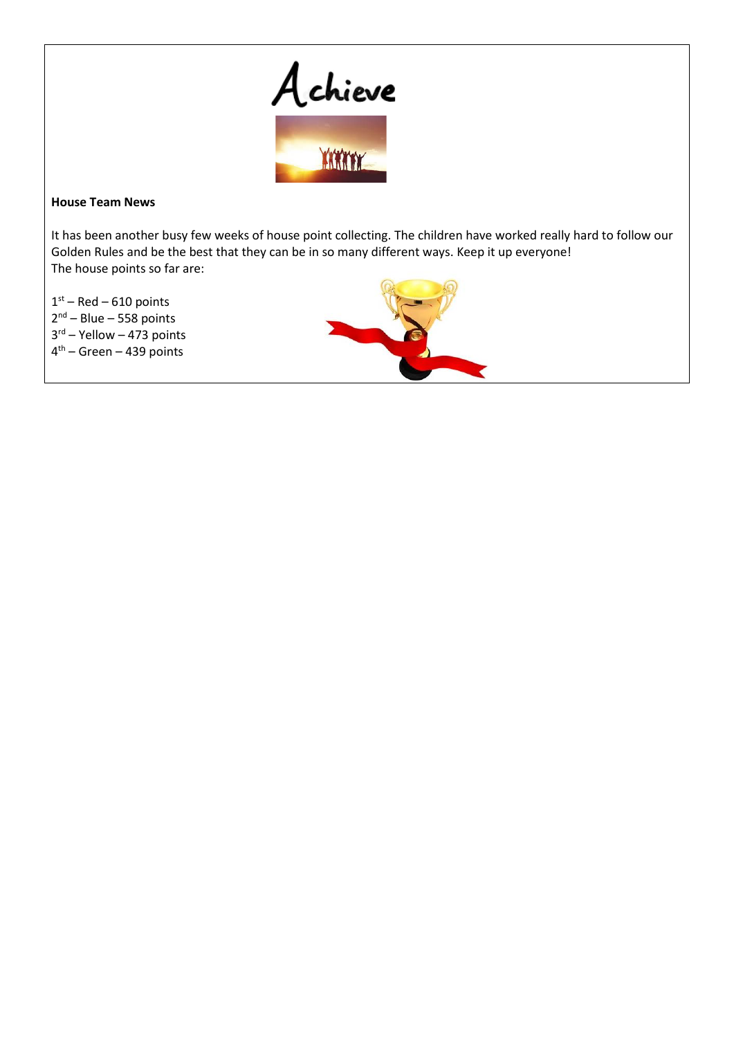# Achieve

**House Team News**

It has been another busy few weeks of house point collecting. The children have worked really hard to follow our Golden Rules and be the best that they can be in so many different ways. Keep it up everyone!
The house points so far are:

1st – Red – 610 points
2nd – Blue – 558 points
3rd – Yellow – 473 points
4th – Green – 439 points